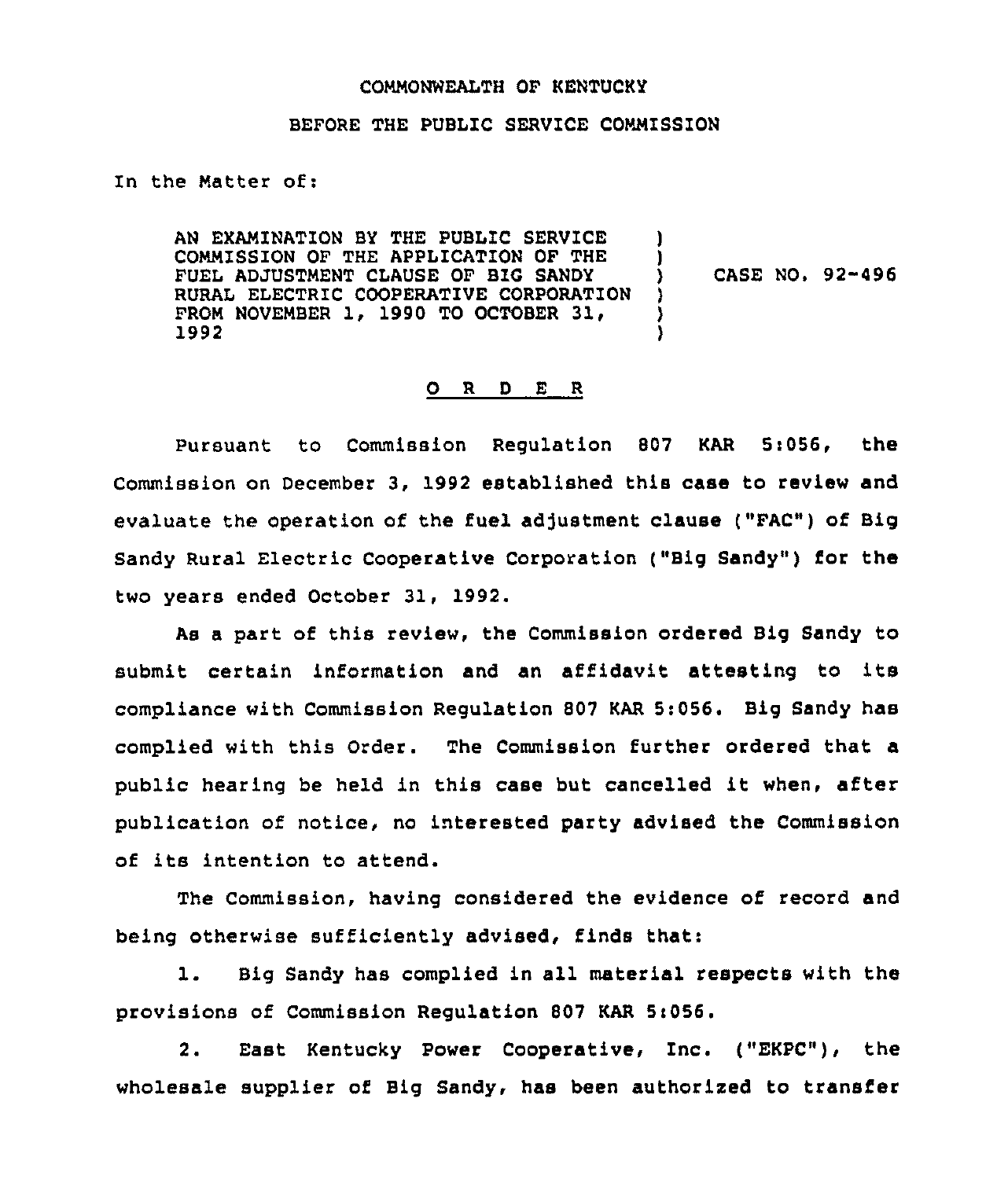COMMONWEALTH OF KENTUCKY

BEFORE THE PUBLIC SERVICE COMMISSION

In the Matter of:

AN EXAMINATION BY THE PUBLIC SERVICE COMMISSION OF THE APPLICATION OF THE FUEL ADJUSTMENT CLAUSE OF BIG SANDY RURAL ELECTRIC COOPERATIVE CORPORATION FROM NOVEMBER 1, 1990 TO OCTOBER 31, 1992 ) CASE NO. 92-496

## O R D E R

Pursuant to Commission Regulation 807 KAR 5:056, the Commission on December 3, 1992 established this case to review and evaluate the operation of the fuel adjustment clause ("FAC") of Big Sandy Rural Electric Cooperative Corporation ("Big Sandy") for the two years ended October 31, 1992.

As a part of this review, the Commission ordered Big Sandy to submit certain information and an affidavit attesting to its compliance with Commission Regulation 807 KAR 5:056. Big Sandy has complied with this Order. The Commission further ordered that a public hearing be held in this case but cancelled it when, after publication of notice, no interested party advised the Commission of its intention to attend.

The Commission, having considered the evidence of record and being otherwise sufficiently advised, finds that:

1. Big Sandy has complied in all material respects with the provisions of Commission Regulation 807 KAR 5:056.

2. East Kentucky Power Cooperative, Inc. ("EKPC"), the wholesale supplier of Big Sandy, has been authorized to transfer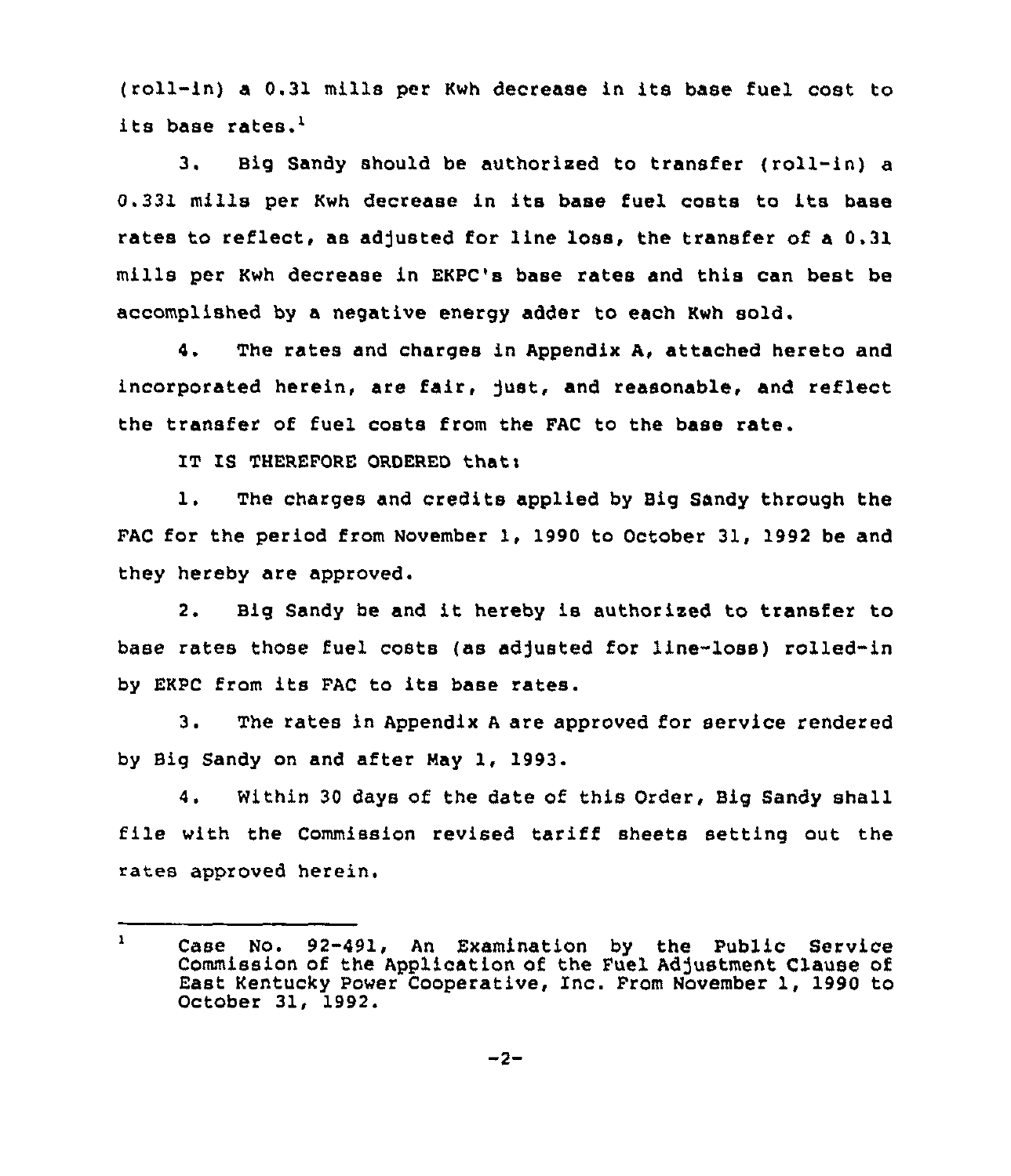(roll-in) a 0.31 mills per Kwh decrease in its base fuel cost to its base rates.[1]

3. Big Sandy should be authorized to transfer (roll-in) a 0.331 mills per Kwh decrease in its base fuel costs to its base rates to reflect, as adjusted for line loss, the transfer of a 0.31 mills per Kwh decrease in EKPC's base rates and this can best be accomplished by a negative energy adder to each Kwh sold.

4. The rates and charges in Appendix A, attached hereto and incorporated herein, are fair, just, and reasonable, and reflect the transfer of fuel costs from the FAC to the base rate.

IT IS THEREFORE ORDERED that:

1. The charges and credits applied by Big Sandy through the FAC for the period from November 1, 1990 to October 31, 1992 be and they hereby are approved.

2. Big Sandy be and it hereby is authorized to transfer to base rates those fuel costs (as adjusted for line-loss) rolled-in by EKPC from its FAC to its base rates.

3. The rates in Appendix A are approved for service rendered by Big Sandy on and after May 1, 1993.

4. Within 30 days of the date of this Order, Big Sandy shall file with the Commission revised tariff sheets setting out the rates approved herein.

---

[1] Case No. 92-491, An Examination by the Public Service Commission of the Application of the Fuel Adjustment Clause of East Kentucky Power Cooperative, Inc. From November 1, 1990 to October 31, 1992.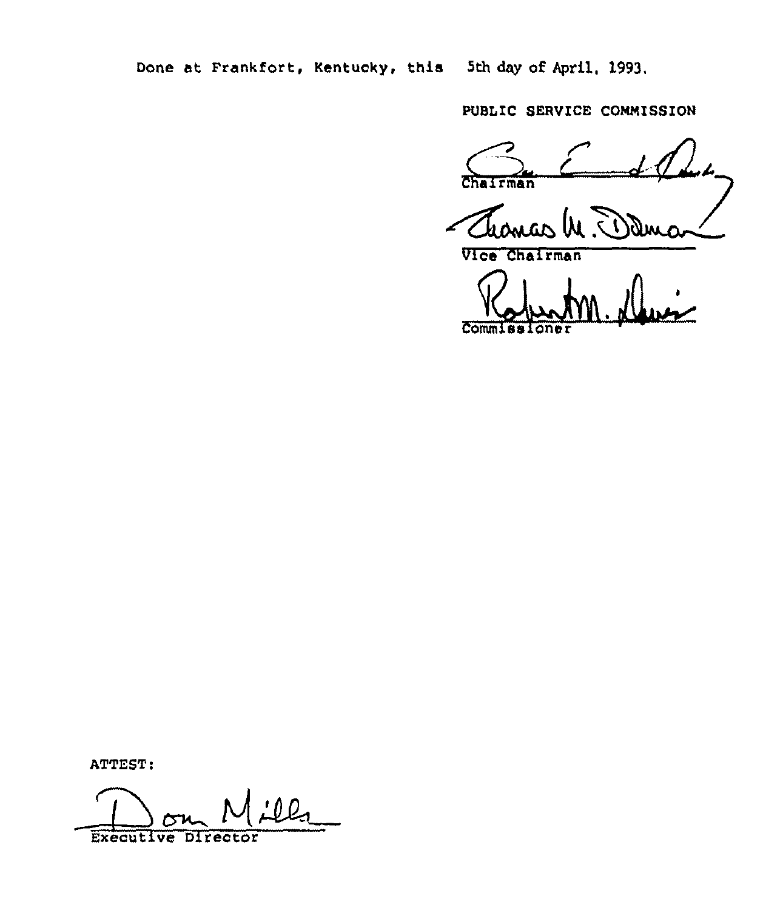Done at Frankfort, Kentucky, this 5th day of April, 1993.

PUBLIC SERVICE COMMISSION

Chairman

Vice Chairman

Commissioner

ATTEST:

Executive Director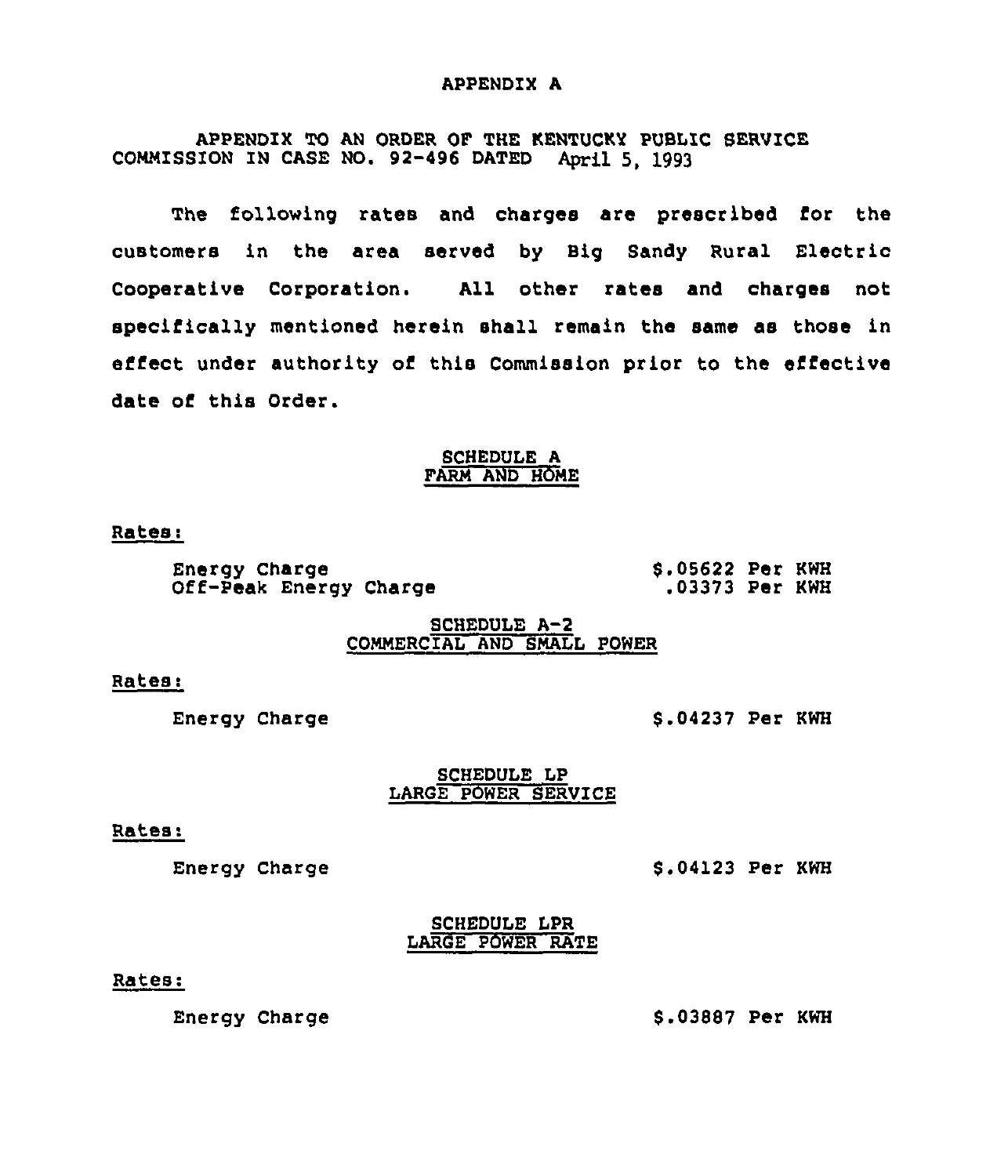# APPENDIX A

APPENDIX TO AN ORDER OF THE KENTUCKY PUBLIC SERVICE COMMISSION IN CASE NO. 92-496 DATED April 5, 1993

The following rates and charges are prescribed for the customers in the area served by Big Sandy Rural Electric Cooperative Corporation. All other rates and charges not specifically mentioned herein shall remain the same as those in effect under authority of this Commission prior to the effective date of this Order.

## SCHEDULE A
## FARM AND HOME

Rates:

| | |
|---|---|
| Energy Charge | $.05622 Per KWH |
| Off-Peak Energy Charge | .03373 Per KWH |

## SCHEDULE A-2
## COMMERCIAL AND SMALL POWER

Rates:

| | |
|---|---|
| Energy Charge | $.04237 Per KWH |

## SCHEDULE LP
## LARGE POWER SERVICE

Rates:

| | |
|---|---|
| Energy Charge | $.04123 Per KWH |

## SCHEDULE LPR
## LARGE POWER RATE

Rates:

| | |
|---|---|
| Energy Charge | $.03887 Per KWH |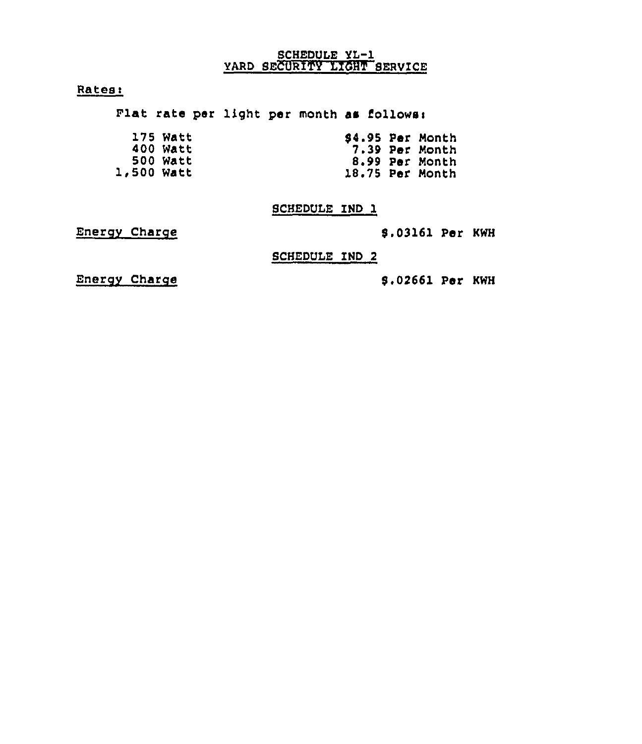## SCHEDULE YL-1
## YARD SECURITY LIGHT SERVICE

Rates:

Flat rate per light per month as follows:

| | |
|---|---|
| 175 Watt | $4.95 Per Month |
| 400 Watt | 7.39 Per Month |
| 500 Watt | 8.99 Per Month |
| 1,500 Watt | 18.75 Per Month |

## SCHEDULE IND 1

Energy Charge $.03161 Per KWH

## SCHEDULE IND 2

Energy Charge $.02661 Per KWH